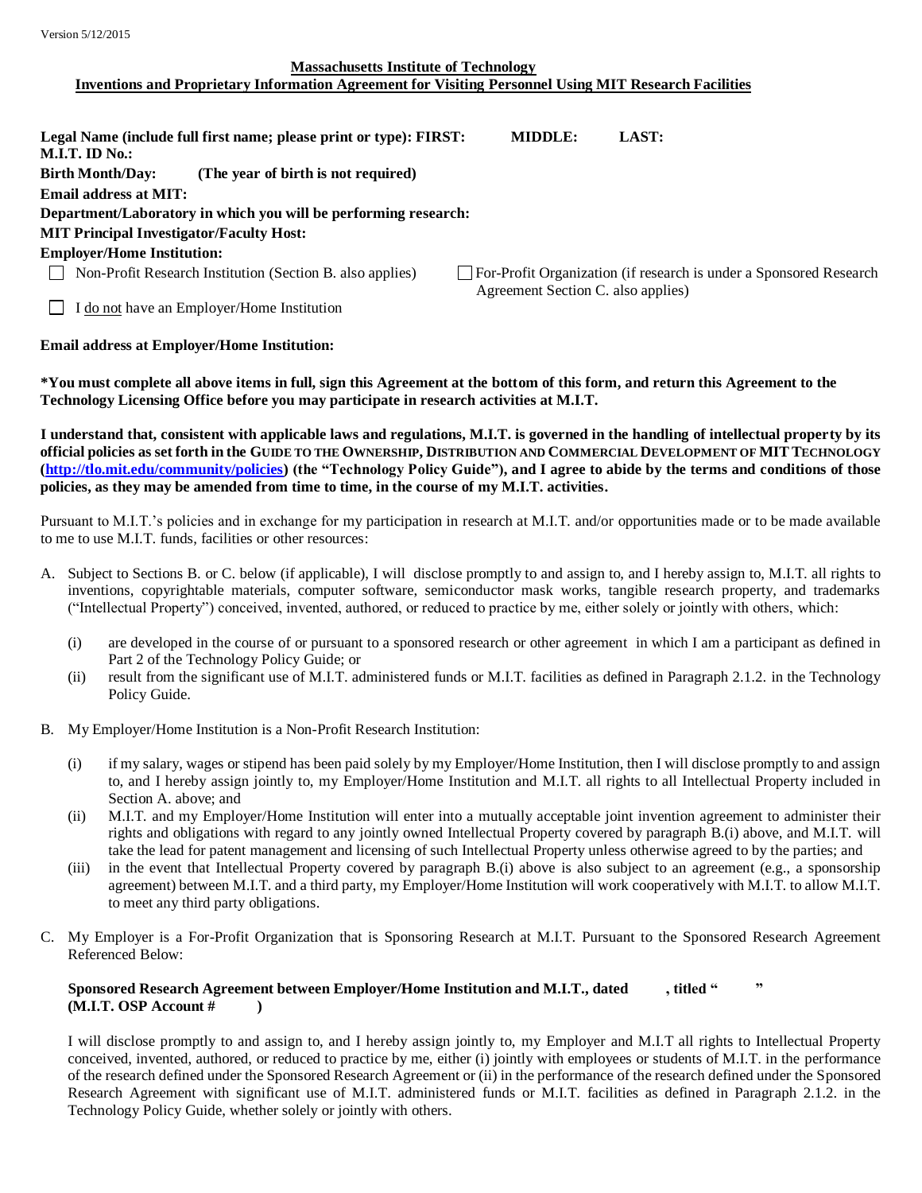Version 5/12/2015

**Massachusetts Institute of Technology**
**Inventions and Proprietary Information Agreement for Visiting Personnel Using MIT Research Facilities**

**Legal Name (include full first name; please print or type): FIRST: MIDDLE: LAST:**
**M.I.T. ID No.:**
**Birth Month/Day: (The year of birth is not required)**
**Email address at MIT:**
**Department/Laboratory in which you will be performing research:**
**MIT Principal Investigator/Faculty Host:**
**Employer/Home Institution:**

☐ Non-Profit Research Institution (Section B. also applies)

☐ For-Profit Organization (if research is under a Sponsored Research Agreement Section C. also applies)

☐ I do not have an Employer/Home Institution

**Email address at Employer/Home Institution:**

**\*You must complete all above items in full, sign this Agreement at the bottom of this form, and return this Agreement to the Technology Licensing Office before you may participate in research activities at M.I.T.**

**I understand that, consistent with applicable laws and regulations, M.I.T. is governed in the handling of intellectual property by its official policies as set forth in the GUIDE TO THE OWNERSHIP, DISTRIBUTION AND COMMERCIAL DEVELOPMENT OF MIT TECHNOLOGY ([http://tlo.mit.edu/community/policies](http://tlo.mit.edu/community/policies)) (the "Technology Policy Guide"), and I agree to abide by the terms and conditions of those policies, as they may be amended from time to time, in the course of my M.I.T. activities.**

Pursuant to M.I.T.'s policies and in exchange for my participation in research at M.I.T. and/or opportunities made or to be made available to me to use M.I.T. funds, facilities or other resources:

A. Subject to Sections B. or C. below (if applicable), I will disclose promptly to and assign to, and I hereby assign to, M.I.T. all rights to inventions, copyrightable materials, computer software, semiconductor mask works, tangible research property, and trademarks ("Intellectual Property") conceived, invented, authored, or reduced to practice by me, either solely or jointly with others, which:

   (i) are developed in the course of or pursuant to a sponsored research or other agreement in which I am a participant as defined in Part 2 of the Technology Policy Guide; or
   
   (ii) result from the significant use of M.I.T. administered funds or M.I.T. facilities as defined in Paragraph 2.1.2. in the Technology Policy Guide.

B. My Employer/Home Institution is a Non-Profit Research Institution:

   (i) if my salary, wages or stipend has been paid solely by my Employer/Home Institution, then I will disclose promptly to and assign to, and I hereby assign jointly to, my Employer/Home Institution and M.I.T. all rights to all Intellectual Property included in Section A. above; and
   
   (ii) M.I.T. and my Employer/Home Institution will enter into a mutually acceptable joint invention agreement to administer their rights and obligations with regard to any jointly owned Intellectual Property covered by paragraph B.(i) above, and M.I.T. will take the lead for patent management and licensing of such Intellectual Property unless otherwise agreed to by the parties; and
   
   (iii) in the event that Intellectual Property covered by paragraph B.(i) above is also subject to an agreement (e.g., a sponsorship agreement) between M.I.T. and a third party, my Employer/Home Institution will work cooperatively with M.I.T. to allow M.I.T. to meet any third party obligations.

C. My Employer is a For-Profit Organization that is Sponsoring Research at M.I.T. Pursuant to the Sponsored Research Agreement Referenced Below:

   **Sponsored Research Agreement between Employer/Home Institution and M.I.T., dated , titled " "**
   **(M.I.T. OSP Account # )**

   I will disclose promptly to and assign to, and I hereby assign jointly to, my Employer and M.I.T all rights to Intellectual Property conceived, invented, authored, or reduced to practice by me, either (i) jointly with employees or students of M.I.T. in the performance of the research defined under the Sponsored Research Agreement or (ii) in the performance of the research defined under the Sponsored Research Agreement with significant use of M.I.T. administered funds or M.I.T. facilities as defined in Paragraph 2.1.2. in the Technology Policy Guide, whether solely or jointly with others.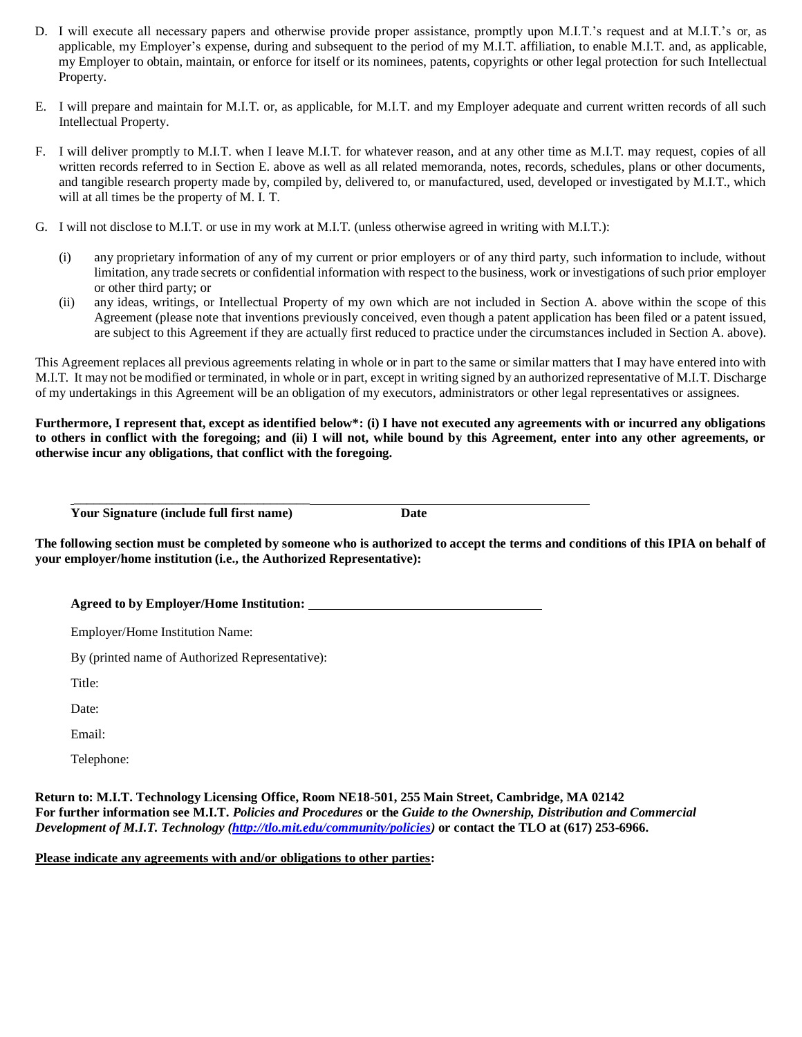D. I will execute all necessary papers and otherwise provide proper assistance, promptly upon M.I.T.'s request and at M.I.T.'s or, as applicable, my Employer's expense, during and subsequent to the period of my M.I.T. affiliation, to enable M.I.T. and, as applicable, my Employer to obtain, maintain, or enforce for itself or its nominees, patents, copyrights or other legal protection for such Intellectual Property.

E. I will prepare and maintain for M.I.T. or, as applicable, for M.I.T. and my Employer adequate and current written records of all such Intellectual Property.

F. I will deliver promptly to M.I.T. when I leave M.I.T. for whatever reason, and at any other time as M.I.T. may request, copies of all written records referred to in Section E. above as well as all related memoranda, notes, records, schedules, plans or other documents, and tangible research property made by, compiled by, delivered to, or manufactured, used, developed or investigated by M.I.T., which will at all times be the property of M. I. T.

G. I will not disclose to M.I.T. or use in my work at M.I.T. (unless otherwise agreed in writing with M.I.T.):

(i) any proprietary information of any of my current or prior employers or of any third party, such information to include, without limitation, any trade secrets or confidential information with respect to the business, work or investigations of such prior employer or other third party; or

(ii) any ideas, writings, or Intellectual Property of my own which are not included in Section A. above within the scope of this Agreement (please note that inventions previously conceived, even though a patent application has been filed or a patent issued, are subject to this Agreement if they are actually first reduced to practice under the circumstances included in Section A. above).

This Agreement replaces all previous agreements relating in whole or in part to the same or similar matters that I may have entered into with M.I.T. It may not be modified or terminated, in whole or in part, except in writing signed by an authorized representative of M.I.T. Discharge of my undertakings in this Agreement will be an obligation of my executors, administrators or other legal representatives or assignees.

**Furthermore, I represent that, except as identified below*: (i) I have not executed any agreements with or incurred any obligations to others in conflict with the foregoing; and (ii) I will not, while bound by this Agreement, enter into any other agreements, or otherwise incur any obligations, that conflict with the foregoing.**

______________________________________________________________

**Your Signature (include full first name)** **Date**

**The following section must be completed by someone who is authorized to accept the terms and conditions of this IPIA on behalf of your employer/home institution (i.e., the Authorized Representative):**

**Agreed to by Employer/Home Institution:** ______________________________

Employer/Home Institution Name:

By (printed name of Authorized Representative):

Title:

Date:

Email:

Telephone:

**Return to: M.I.T. Technology Licensing Office, Room NE18-501, 255 Main Street, Cambridge, MA 02142**
**For further information see M.I.T. *Policies and Procedures* or the *Guide to the Ownership, Distribution and Commercial Development of M.I.T. Technology* (*http://tlo.mit.edu/community/policies*) or contact the TLO at (617) 253-6966.**

**Please indicate any agreements with and/or obligations to other parties:**